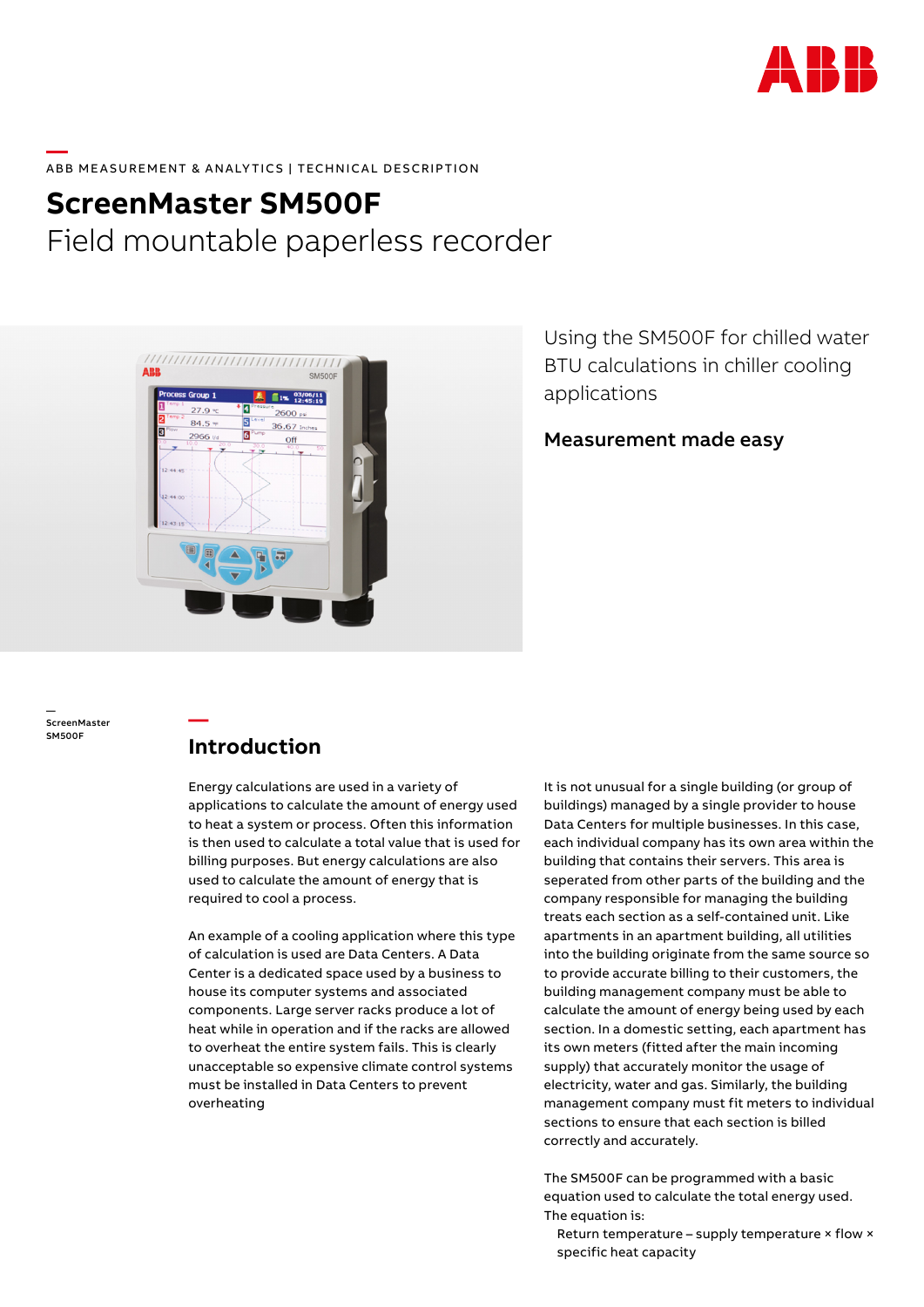ABB MEASUREMENT & ANALYTICS | TECHNICAL DESCRIPTION

# ScreenMaster SM500F

## Field mountable paperless recorder

Using the SM500F for chilled water BTU calculations in chiller cooling applications

**Measurement made easy**

ScreenMaster SM500F

## Introduction

Energy calculations are used in a variety of applications to calculate the amount of energy used to heat a system or process. Often this information is then used to calculate a total value that is used for billing purposes. But energy calculations are also used to calculate the amount of energy that is required to cool a process.

An example of a cooling application where this type of calculation is used are Data Centers. A Data Center is a dedicated space used by a business to house its computer systems and associated components. Large server racks produce a lot of heat while in operation and if the racks are allowed to overheat the entire system fails. This is clearly unacceptable so expensive climate control systems must be installed in Data Centers to prevent overheating

It is not unusual for a single building (or group of buildings) managed by a single provider to house Data Centers for multiple businesses. In this case, each individual company has its own area within the building that contains their servers. This area is seperated from other parts of the building and the company responsible for managing the building treats each section as a self-contained unit. Like apartments in an apartment building, all utilities into the building originate from the same source so to provide accurate billing to their customers, the building management company must be able to calculate the amount of energy being used by each section. In a domestic setting, each apartment has its own meters (fitted after the main incoming supply) that accurately monitor the usage of electricity, water and gas. Similarly, the building management company must fit meters to individual sections to ensure that each section is billed correctly and accurately.

The SM500F can be programmed with a basic equation used to calculate the total energy used. The equation is:

Return temperature – supply temperature × flow × specific heat capacity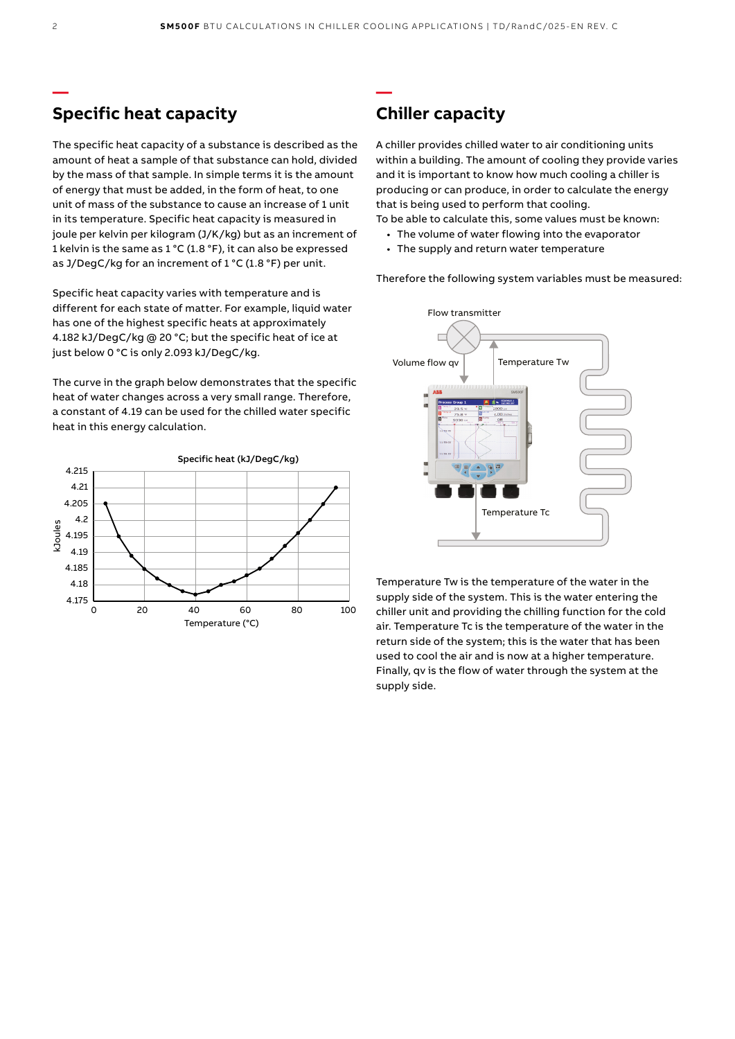## Specific heat capacity

The specific heat capacity of a substance is described as the amount of heat a sample of that substance can hold, divided by the mass of that sample. In simple terms it is the amount of energy that must be added, in the form of heat, to one unit of mass of the substance to cause an increase of 1 unit in its temperature. Specific heat capacity is measured in joule per kelvin per kilogram (J/K/kg) but as an increment of 1 kelvin is the same as 1 °C (1.8 °F), it can also be expressed as J/DegC/kg for an increment of 1 °C (1.8 °F) per unit.

Specific heat capacity varies with temperature and is different for each state of matter. For example, liquid water has one of the highest specific heats at approximately 4.182 kJ/DegC/kg @ 20 °C; but the specific heat of ice at just below 0 °C is only 2.093 kJ/DegC/kg.

The curve in the graph below demonstrates that the specific heat of water changes across a very small range. Therefore, a constant of 4.19 can be used for the chilled water specific heat in this energy calculation.

Specific heat (kJ/DegC/kg)

## Chiller capacity

A chiller provides chilled water to air conditioning units within a building. The amount of cooling they provide varies and it is important to know how much cooling a chiller is producing or can produce, in order to calculate the energy that is being used to perform that cooling.
To be able to calculate this, some values must be known:

- The volume of water flowing into the evaporator
- The supply and return water temperature

Therefore the following system variables must be measured:

Temperature Tw is the temperature of the water in the supply side of the system. This is the water entering the chiller unit and providing the chilling function for the cold air. Temperature Tc is the temperature of the water in the return side of the system; this is the water that has been used to cool the air and is now at a higher temperature. Finally, qv is the flow of water through the system at the supply side.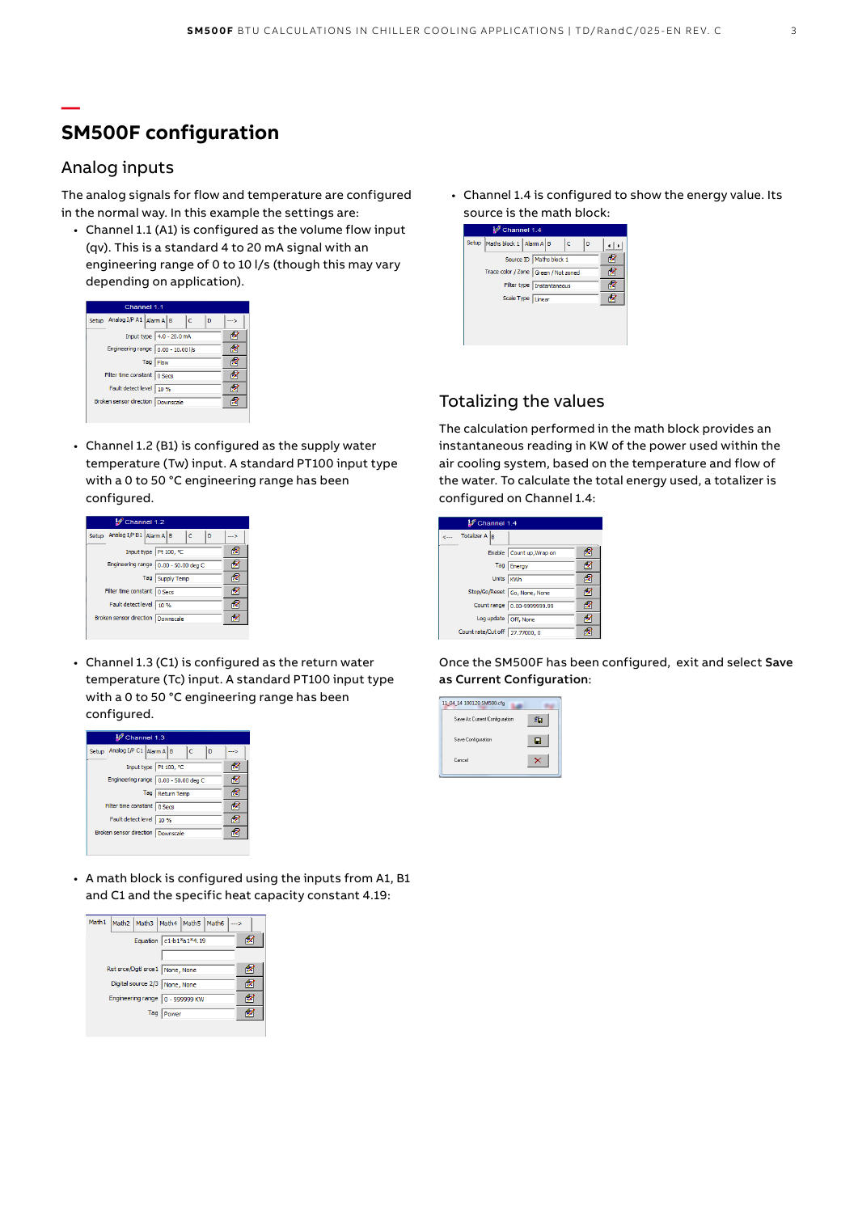# SM500F configuration

## Analog inputs

The analog signals for flow and temperature are configured in the normal way. In this example the settings are:

- Channel 1.1 (A1) is configured as the volume flow input (qv). This is a standard 4 to 20 mA signal with an engineering range of 0 to 10 l/s (though this may vary depending on application).

| Channel 1.1 | |
|---|---|
| Input type | 4.0 - 20.0 mA |
| Engineering range | 0.00 - 10.00 l/s |
| Tag | Flow |
| Filter time constant | 0 Secs |
| Fault detect level | 10 % |
| Broken sensor direction | Downscale |

- Channel 1.2 (B1) is configured as the supply water temperature (Tw) input. A standard PT100 input type with a 0 to 50 °C engineering range has been configured.

| Channel 1.2 | |
|---|---|
| Input type | Pt 100, °C |
| Engineering range | 0.00 - 50.00 deg C |
| Tag | Supply Temp |
| Filter time constant | 0 Secs |
| Fault detect level | 10 % |
| Broken sensor direction | Downscale |

- Channel 1.3 (C1) is configured as the return water temperature (Tc) input. A standard PT100 input type with a 0 to 50 °C engineering range has been configured.

| Channel 1.3 | |
|---|---|
| Input type | Pt 100, °C |
| Engineering range | 0.00 - 50.00 deg C |
| Tag | Return Temp |
| Filter time constant | 0 Secs |
| Fault detect level | 10 % |
| Broken sensor direction | Downscale |

- A math block is configured using the inputs from A1, B1 and C1 and the specific heat capacity constant 4.19:

| Math1 | |
|---|---|
| Equation | c1-b1*a1*4.19 |
| Rst srce/Dgtl srce1 | None, None |
| Digital source 2/3 | None, None |
| Engineering range | 0 - 999999 KW |
| Tag | Power |

- Channel 1.4 is configured to show the energy value. Its source is the math block:

| Channel 1.4 | |
|---|---|
| Source ID | Maths block 1 |
| Trace color / Zone | Green / Not zoned |
| Filter type | Instantaneous |
| Scale Type | Linear |

## Totalizing the values

The calculation performed in the math block provides an instantaneous reading in KW of the power used within the air cooling system, based on the temperature and flow of the water. To calculate the total energy used, a totalizer is configured on Channel 1.4:

| Channel 1.4 – Totalizer A | |
|---|---|
| Enable | Count up,Wrap on |
| Tag | Energy |
| Units | KWh |
| Stop/Go/Reset | Go, None, None |
| Count range | 0.00-9999999.99 |
| Log update | Off, None |
| Count rate/Cut off | 27.77000, 0 |

Once the SM500F has been configured, exit and select **Save as Current Configuration**:

- Save As Current Configuration
- Save Configuration
- Cancel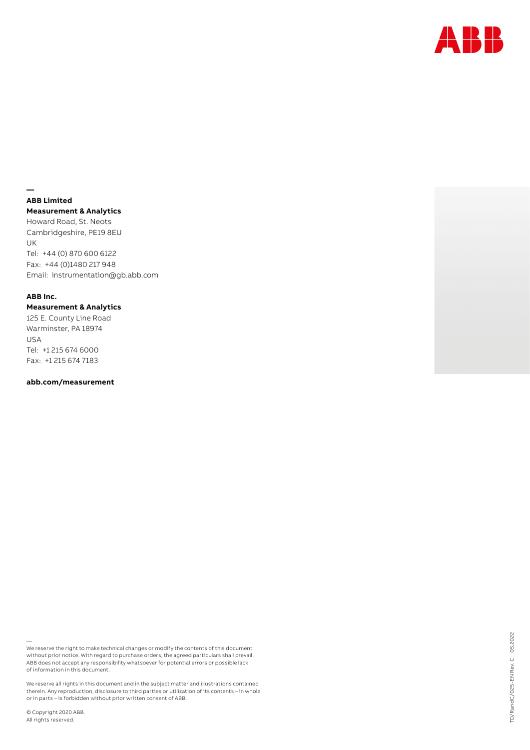—
**ABB Limited**
**Measurement & Analytics**
Howard Road, St. Neots
Cambridgeshire, PE19 8EU
UK
Tel: +44 (0) 870 600 6122
Fax: +44 (0)1480 217 948
Email: instrumentation@gb.abb.com

**ABB Inc.**
**Measurement & Analytics**
125 E. County Line Road
Warminster, PA 18974
USA
Tel: +1 215 674 6000
Fax: +1 215 674 7183

**abb.com/measurement**

—
We reserve the right to make technical changes or modify the contents of this document without prior notice. With regard to purchase orders, the agreed particulars shall prevail. ABB does not accept any responsibility whatsoever for potential errors or possible lack of information in this document.

We reserve all rights in this document and in the subject matter and illustrations contained therein. Any reproduction, disclosure to third parties or utilization of its contents – in whole or in parts – is forbidden without prior written consent of ABB.

© Copyright 2020 ABB.
All rights reserved.

TD/RandC/025-EN Rev. C 05.2022